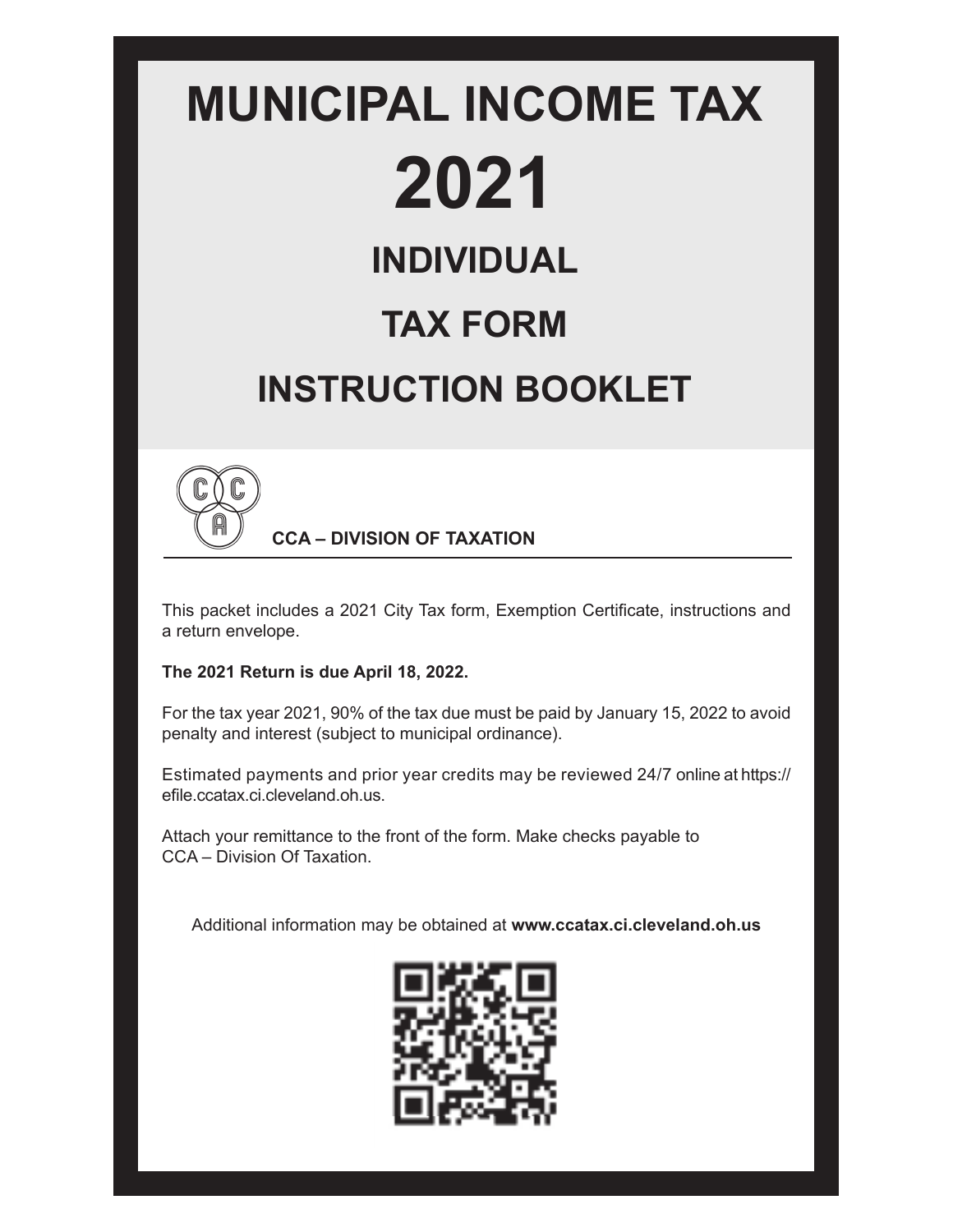# MUNICIPAL INCOME TAX

# 2021

## INDIVIDUAL

## TAX FORM

## INSTRUCTION BOOKLET

**CCA – DIVISION OF TAXATION**

This packet includes a 2021 City Tax form, Exemption Certificate, instructions and a return envelope.

**The 2021 Return is due April 18, 2022.**

For the tax year 2021, 90% of the tax due must be paid by January 15, 2022 to avoid penalty and interest (subject to municipal ordinance).

Estimated payments and prior year credits may be reviewed 24/7 online at https://efile.ccatax.ci.cleveland.oh.us.

Attach your remittance to the front of the form. Make checks payable to CCA – Division Of Taxation.

Additional information may be obtained at **www.ccatax.ci.cleveland.oh.us**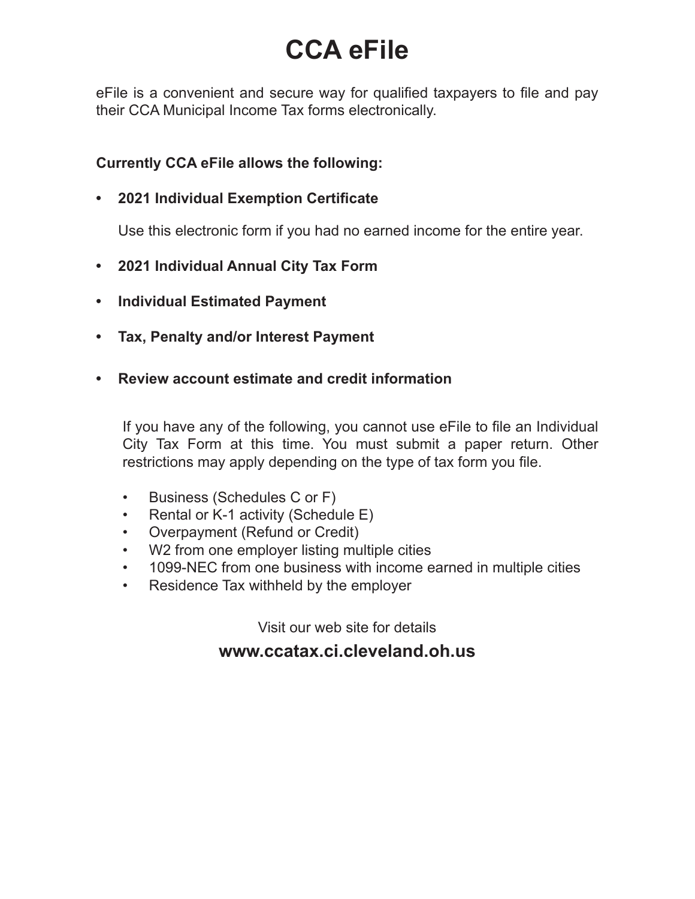# CCA eFile

eFile is a convenient and secure way for qualified taxpayers to file and pay their CCA Municipal Income Tax forms electronically.

**Currently CCA eFile allows the following:**

- **2021 Individual Exemption Certificate**

  Use this electronic form if you had no earned income for the entire year.

- **2021 Individual Annual City Tax Form**
- **Individual Estimated Payment**
- **Tax, Penalty and/or Interest Payment**
- **Review account estimate and credit information**

If you have any of the following, you cannot use eFile to file an Individual City Tax Form at this time. You must submit a paper return. Other restrictions may apply depending on the type of tax form you file.

- Business (Schedules C or F)
- Rental or K-1 activity (Schedule E)
- Overpayment (Refund or Credit)
- W2 from one employer listing multiple cities
- 1099-NEC from one business with income earned in multiple cities
- Residence Tax withheld by the employer

Visit our web site for details

**www.ccatax.ci.cleveland.oh.us**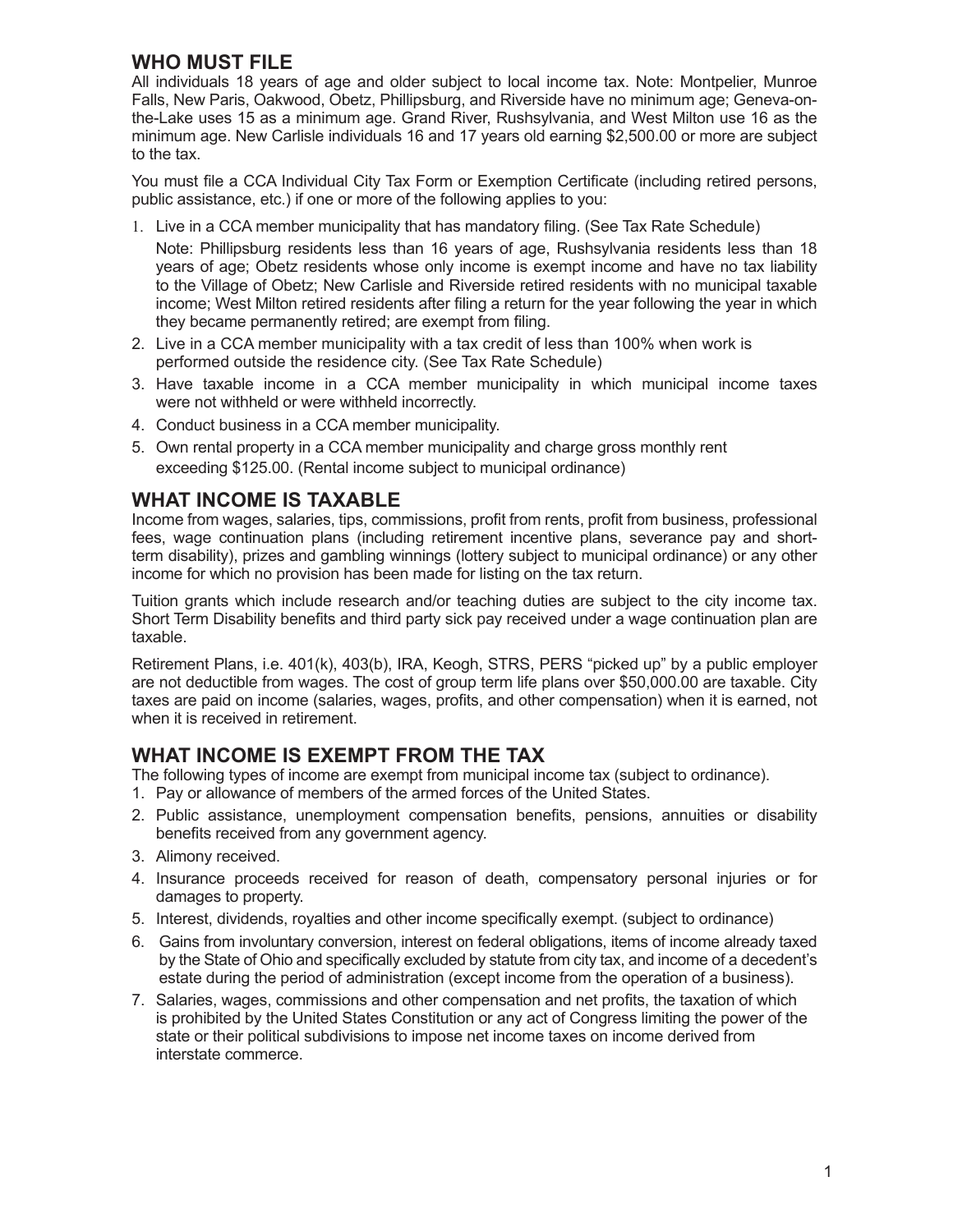## WHO MUST FILE

All individuals 18 years of age and older subject to local income tax. Note: Montpelier, Munroe Falls, New Paris, Oakwood, Obetz, Phillipsburg, and Riverside have no minimum age; Geneva-on-the-Lake uses 15 as a minimum age. Grand River, Rushsylvania, and West Milton use 16 as the minimum age. New Carlisle individuals 16 and 17 years old earning $2,500.00 or more are subject to the tax.

You must file a CCA Individual City Tax Form or Exemption Certificate (including retired persons, public assistance, etc.) if one or more of the following applies to you:

1. Live in a CCA member municipality that has mandatory filing. (See Tax Rate Schedule)

   Note: Phillipsburg residents less than 16 years of age, Rushsylvania residents less than 18 years of age; Obetz residents whose only income is exempt income and have no tax liability to the Village of Obetz; New Carlisle and Riverside retired residents with no municipal taxable income; West Milton retired residents after filing a return for the year following the year in which they became permanently retired; are exempt from filing.
2. Live in a CCA member municipality with a tax credit of less than 100% when work is performed outside the residence city. (See Tax Rate Schedule)
3. Have taxable income in a CCA member municipality in which municipal income taxes were not withheld or were withheld incorrectly.
4. Conduct business in a CCA member municipality.
5. Own rental property in a CCA member municipality and charge gross monthly rent exceeding $125.00. (Rental income subject to municipal ordinance)

## WHAT INCOME IS TAXABLE

Income from wages, salaries, tips, commissions, profit from rents, profit from business, professional fees, wage continuation plans (including retirement incentive plans, severance pay and short-term disability), prizes and gambling winnings (lottery subject to municipal ordinance) or any other income for which no provision has been made for listing on the tax return.

Tuition grants which include research and/or teaching duties are subject to the city income tax. Short Term Disability benefits and third party sick pay received under a wage continuation plan are taxable.

Retirement Plans, i.e. 401(k), 403(b), IRA, Keogh, STRS, PERS "picked up" by a public employer are not deductible from wages. The cost of group term life plans over $50,000.00 are taxable. City taxes are paid on income (salaries, wages, profits, and other compensation) when it is earned, not when it is received in retirement.

## WHAT INCOME IS EXEMPT FROM THE TAX

The following types of income are exempt from municipal income tax (subject to ordinance).

1. Pay or allowance of members of the armed forces of the United States.
2. Public assistance, unemployment compensation benefits, pensions, annuities or disability benefits received from any government agency.
3. Alimony received.
4. Insurance proceeds received for reason of death, compensatory personal injuries or for damages to property.
5. Interest, dividends, royalties and other income specifically exempt. (subject to ordinance)
6. Gains from involuntary conversion, interest on federal obligations, items of income already taxed by the State of Ohio and specifically excluded by statute from city tax, and income of a decedent's estate during the period of administration (except income from the operation of a business).
7. Salaries, wages, commissions and other compensation and net profits, the taxation of which is prohibited by the United States Constitution or any act of Congress limiting the power of the state or their political subdivisions to impose net income taxes on income derived from interstate commerce.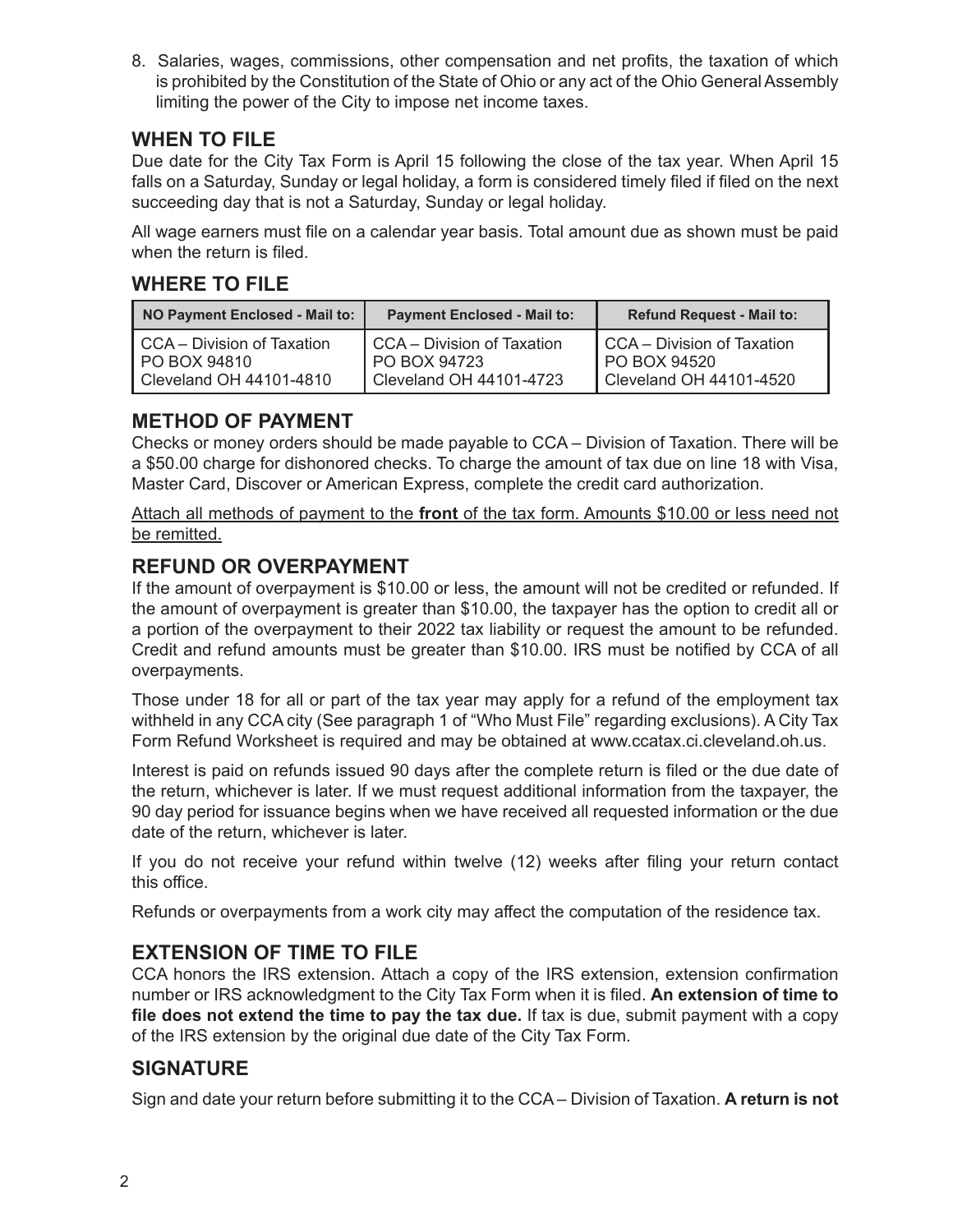8. Salaries, wages, commissions, other compensation and net profits, the taxation of which is prohibited by the Constitution of the State of Ohio or any act of the Ohio General Assembly limiting the power of the City to impose net income taxes.

## WHEN TO FILE

Due date for the City Tax Form is April 15 following the close of the tax year. When April 15 falls on a Saturday, Sunday or legal holiday, a form is considered timely filed if filed on the next succeeding day that is not a Saturday, Sunday or legal holiday.

All wage earners must file on a calendar year basis. Total amount due as shown must be paid when the return is filed.

## WHERE TO FILE

| NO Payment Enclosed - Mail to: | Payment Enclosed - Mail to: | Refund Request - Mail to: |
|---|---|---|
| CCA – Division of Taxation<br>PO BOX 94810<br>Cleveland OH 44101-4810 | CCA – Division of Taxation<br>PO BOX 94723<br>Cleveland OH 44101-4723 | CCA – Division of Taxation<br>PO BOX 94520<br>Cleveland OH 44101-4520 |

## METHOD OF PAYMENT

Checks or money orders should be made payable to CCA – Division of Taxation. There will be a $50.00 charge for dishonored checks. To charge the amount of tax due on line 18 with Visa, Master Card, Discover or American Express, complete the credit card authorization.

Attach all methods of payment to the **front** of the tax form. Amounts $10.00 or less need not be remitted.

## REFUND OR OVERPAYMENT

If the amount of overpayment is $10.00 or less, the amount will not be credited or refunded. If the amount of overpayment is greater than $10.00, the taxpayer has the option to credit all or a portion of the overpayment to their 2022 tax liability or request the amount to be refunded. Credit and refund amounts must be greater than $10.00. IRS must be notified by CCA of all overpayments.

Those under 18 for all or part of the tax year may apply for a refund of the employment tax withheld in any CCA city (See paragraph 1 of "Who Must File" regarding exclusions). A City Tax Form Refund Worksheet is required and may be obtained at www.ccatax.ci.cleveland.oh.us.

Interest is paid on refunds issued 90 days after the complete return is filed or the due date of the return, whichever is later. If we must request additional information from the taxpayer, the 90 day period for issuance begins when we have received all requested information or the due date of the return, whichever is later.

If you do not receive your refund within twelve (12) weeks after filing your return contact this office.

Refunds or overpayments from a work city may affect the computation of the residence tax.

## EXTENSION OF TIME TO FILE

CCA honors the IRS extension. Attach a copy of the IRS extension, extension confirmation number or IRS acknowledgment to the City Tax Form when it is filed. **An extension of time to file does not extend the time to pay the tax due.** If tax is due, submit payment with a copy of the IRS extension by the original due date of the City Tax Form.

## SIGNATURE

Sign and date your return before submitting it to the CCA – Division of Taxation. **A return is not**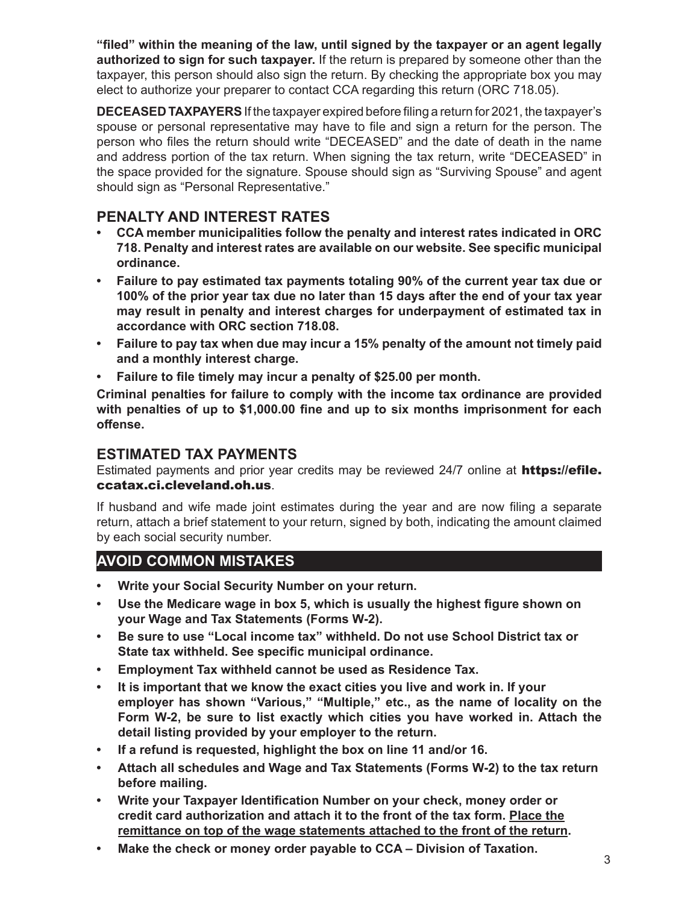**“filed” within the meaning of the law, until signed by the taxpayer or an agent legally authorized to sign for such taxpayer.** If the return is prepared by someone other than the taxpayer, this person should also sign the return. By checking the appropriate box you may elect to authorize your preparer to contact CCA regarding this return (ORC 718.05).

**DECEASED TAXPAYERS** If the taxpayer expired before filing a return for 2021, the taxpayer’s spouse or personal representative may have to file and sign a return for the person. The person who files the return should write “DECEASED” and the date of death in the name and address portion of the tax return. When signing the tax return, write “DECEASED” in the space provided for the signature. Spouse should sign as “Surviving Spouse” and agent should sign as “Personal Representative.”

## PENALTY AND INTEREST RATES

- **CCA member municipalities follow the penalty and interest rates indicated in ORC 718. Penalty and interest rates are available on our website. See specific municipal ordinance.**
- **Failure to pay estimated tax payments totaling 90% of the current year tax due or 100% of the prior year tax due no later than 15 days after the end of your tax year may result in penalty and interest charges for underpayment of estimated tax in accordance with ORC section 718.08.**
- **Failure to pay tax when due may incur a 15% penalty of the amount not timely paid and a monthly interest charge.**
- **Failure to file timely may incur a penalty of $25.00 per month.**

**Criminal penalties for failure to comply with the income tax ordinance are provided with penalties of up to $1,000.00 fine and up to six months imprisonment for each offense.**

## ESTIMATED TAX PAYMENTS

Estimated payments and prior year credits may be reviewed 24/7 online at **https://efile.ccatax.ci.cleveland.oh.us**.

If husband and wife made joint estimates during the year and are now filing a separate return, attach a brief statement to your return, signed by both, indicating the amount claimed by each social security number.

## AVOID COMMON MISTAKES

- **Write your Social Security Number on your return.**
- **Use the Medicare wage in box 5, which is usually the highest figure shown on your Wage and Tax Statements (Forms W-2).**
- **Be sure to use “Local income tax” withheld. Do not use School District tax or State tax withheld. See specific municipal ordinance.**
- **Employment Tax withheld cannot be used as Residence Tax.**
- **It is important that we know the exact cities you live and work in. If your employer has shown “Various,” “Multiple,” etc., as the name of locality on the Form W-2, be sure to list exactly which cities you have worked in. Attach the detail listing provided by your employer to the return.**
- **If a refund is requested, highlight the box on line 11 and/or 16.**
- **Attach all schedules and Wage and Tax Statements (Forms W-2) to the tax return before mailing.**
- **Write your Taxpayer Identification Number on your check, money order or credit card authorization and attach it to the front of the tax form. <u>Place the remittance on top of the wage statements attached to the front of the return</u>.**
- **Make the check or money order payable to CCA – Division of Taxation.**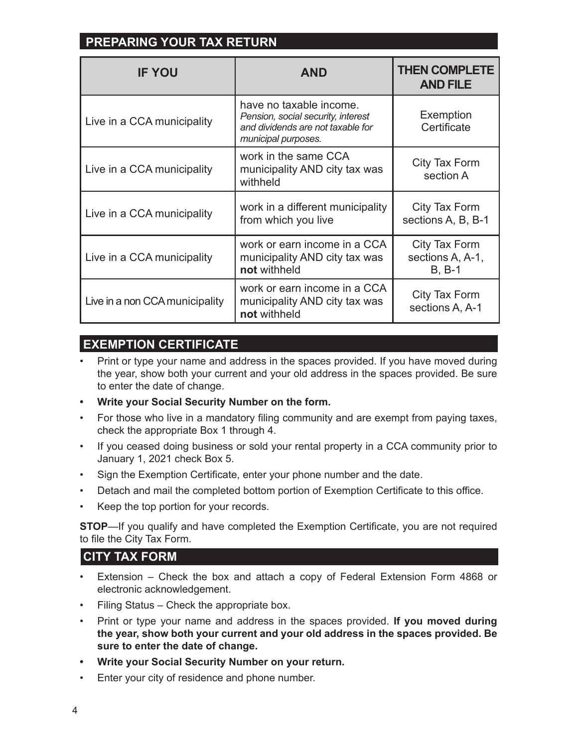## PREPARING YOUR TAX RETURN

| IF YOU | AND | THEN COMPLETE AND FILE |
|---|---|---|
| Live in a CCA municipality | have no taxable income. *Pension, social security, interest and dividends are not taxable for municipal purposes.* | Exemption Certificate |
| Live in a CCA municipality | work in the same CCA municipality AND city tax was withheld | City Tax Form section A |
| Live in a CCA municipality | work in a different municipality from which you live | City Tax Form sections A, B, B-1 |
| Live in a CCA municipality | work or earn income in a CCA municipality AND city tax was **not** withheld | City Tax Form sections A, A-1, B, B-1 |
| Live in a non CCA municipality | work or earn income in a CCA municipality AND city tax was **not** withheld | City Tax Form sections A, A-1 |

## EXEMPTION CERTIFICATE

- Print or type your name and address in the spaces provided. If you have moved during the year, show both your current and your old address in the spaces provided. Be sure to enter the date of change.
- **Write your Social Security Number on the form.**
- For those who live in a mandatory filing community and are exempt from paying taxes, check the appropriate Box 1 through 4.
- If you ceased doing business or sold your rental property in a CCA community prior to January 1, 2021 check Box 5.
- Sign the Exemption Certificate, enter your phone number and the date.
- Detach and mail the completed bottom portion of Exemption Certificate to this office.
- Keep the top portion for your records.

**STOP**—If you qualify and have completed the Exemption Certificate, you are not required to file the City Tax Form.

## CITY TAX FORM

- Extension – Check the box and attach a copy of Federal Extension Form 4868 or electronic acknowledgement.
- Filing Status – Check the appropriate box.
- Print or type your name and address in the spaces provided. **If you moved during the year, show both your current and your old address in the spaces provided. Be sure to enter the date of change.**
- **Write your Social Security Number on your return.**
- Enter your city of residence and phone number.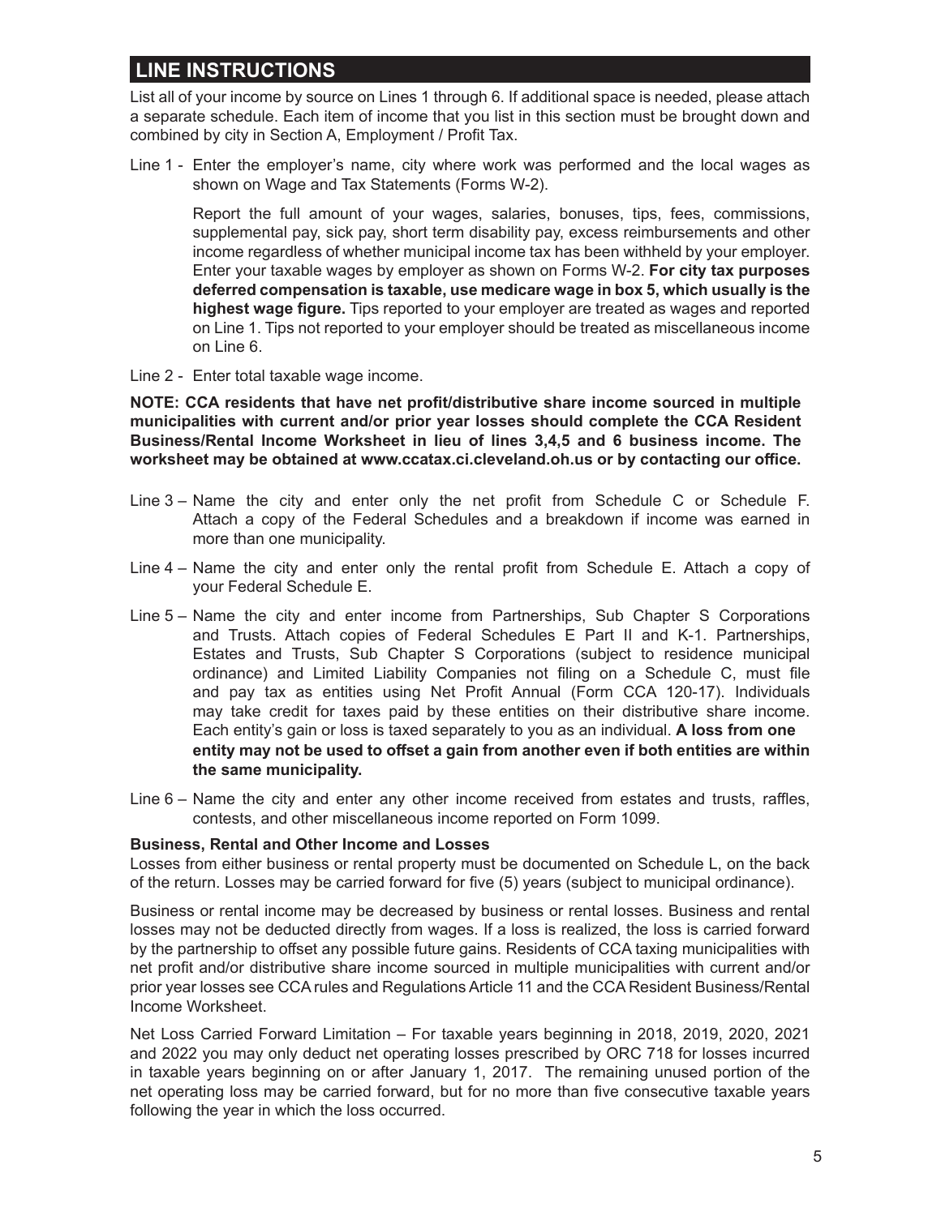## LINE INSTRUCTIONS

List all of your income by source on Lines 1 through 6. If additional space is needed, please attach a separate schedule. Each item of income that you list in this section must be brought down and combined by city in Section A, Employment / Profit Tax.

Line 1 - Enter the employer's name, city where work was performed and the local wages as shown on Wage and Tax Statements (Forms W-2).

Report the full amount of your wages, salaries, bonuses, tips, fees, commissions, supplemental pay, sick pay, short term disability pay, excess reimbursements and other income regardless of whether municipal income tax has been withheld by your employer. Enter your taxable wages by employer as shown on Forms W-2. **For city tax purposes deferred compensation is taxable, use medicare wage in box 5, which usually is the highest wage figure.** Tips reported to your employer are treated as wages and reported on Line 1. Tips not reported to your employer should be treated as miscellaneous income on Line 6.

Line 2 - Enter total taxable wage income.

**NOTE: CCA residents that have net profit/distributive share income sourced in multiple municipalities with current and/or prior year losses should complete the CCA Resident Business/Rental Income Worksheet in lieu of lines 3,4,5 and 6 business income. The worksheet may be obtained at www.ccatax.ci.cleveland.oh.us or by contacting our office.**

Line 3 – Name the city and enter only the net profit from Schedule C or Schedule F. Attach a copy of the Federal Schedules and a breakdown if income was earned in more than one municipality.

Line 4 – Name the city and enter only the rental profit from Schedule E. Attach a copy of your Federal Schedule E.

Line 5 – Name the city and enter income from Partnerships, Sub Chapter S Corporations and Trusts. Attach copies of Federal Schedules E Part II and K-1. Partnerships, Estates and Trusts, Sub Chapter S Corporations (subject to residence municipal ordinance) and Limited Liability Companies not filing on a Schedule C, must file and pay tax as entities using Net Profit Annual (Form CCA 120-17). Individuals may take credit for taxes paid by these entities on their distributive share income. Each entity's gain or loss is taxed separately to you as an individual. **A loss from one entity may not be used to offset a gain from another even if both entities are within the same municipality.**

Line 6 – Name the city and enter any other income received from estates and trusts, raffles, contests, and other miscellaneous income reported on Form 1099.

**Business, Rental and Other Income and Losses**

Losses from either business or rental property must be documented on Schedule L, on the back of the return. Losses may be carried forward for five (5) years (subject to municipal ordinance).

Business or rental income may be decreased by business or rental losses. Business and rental losses may not be deducted directly from wages. If a loss is realized, the loss is carried forward by the partnership to offset any possible future gains. Residents of CCA taxing municipalities with net profit and/or distributive share income sourced in multiple municipalities with current and/or prior year losses see CCA rules and Regulations Article 11 and the CCA Resident Business/Rental Income Worksheet.

Net Loss Carried Forward Limitation – For taxable years beginning in 2018, 2019, 2020, 2021 and 2022 you may only deduct net operating losses prescribed by ORC 718 for losses incurred in taxable years beginning on or after January 1, 2017. The remaining unused portion of the net operating loss may be carried forward, but for no more than five consecutive taxable years following the year in which the loss occurred.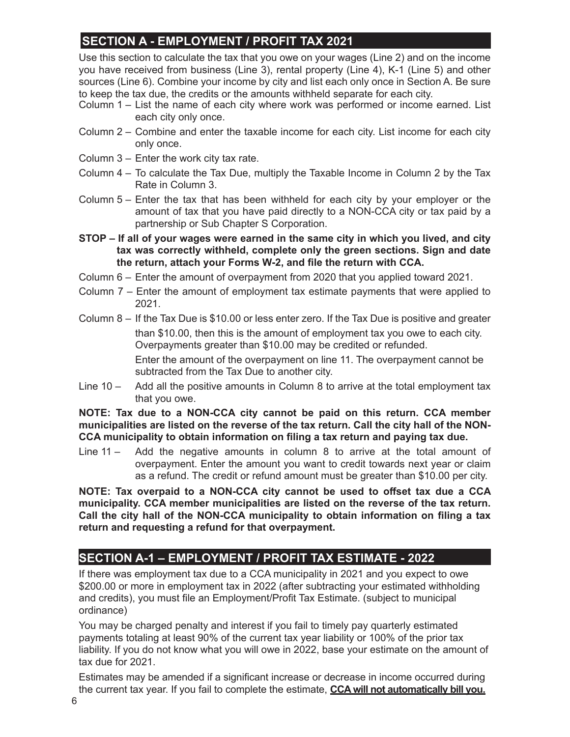## SECTION A - EMPLOYMENT / PROFIT TAX 2021

Use this section to calculate the tax that you owe on your wages (Line 2) and on the income you have received from business (Line 3), rental property (Line 4), K-1 (Line 5) and other sources (Line 6). Combine your income by city and list each only once in Section A. Be sure to keep the tax due, the credits or the amounts withheld separate for each city.

- Column 1 – List the name of each city where work was performed or income earned. List each city only once.
- Column 2 – Combine and enter the taxable income for each city. List income for each city only once.
- Column 3 – Enter the work city tax rate.
- Column 4 – To calculate the Tax Due, multiply the Taxable Income in Column 2 by the Tax Rate in Column 3.
- Column 5 – Enter the tax that has been withheld for each city by your employer or the amount of tax that you have paid directly to a NON-CCA city or tax paid by a partnership or Sub Chapter S Corporation.

**STOP – If all of your wages were earned in the same city in which you lived, and city tax was correctly withheld, complete only the green sections. Sign and date the return, attach your Forms W-2, and file the return with CCA.**

- Column 6 – Enter the amount of overpayment from 2020 that you applied toward 2021.
- Column 7 – Enter the amount of employment tax estimate payments that were applied to 2021.
- Column 8 – If the Tax Due is $10.00 or less enter zero. If the Tax Due is positive and greater than $10.00, then this is the amount of employment tax you owe to each city. Overpayments greater than $10.00 may be credited or refunded.

  Enter the amount of the overpayment on line 11. The overpayment cannot be subtracted from the Tax Due to another city.
- Line 10 – Add all the positive amounts in Column 8 to arrive at the total employment tax that you owe.

**NOTE: Tax due to a NON-CCA city cannot be paid on this return. CCA member municipalities are listed on the reverse of the tax return. Call the city hall of the NON-CCA municipality to obtain information on filing a tax return and paying tax due.**

- Line 11 – Add the negative amounts in column 8 to arrive at the total amount of overpayment. Enter the amount you want to credit towards next year or claim as a refund. The credit or refund amount must be greater than $10.00 per city.

**NOTE: Tax overpaid to a NON-CCA city cannot be used to offset tax due a CCA municipality. CCA member municipalities are listed on the reverse of the tax return. Call the city hall of the NON-CCA municipality to obtain information on filing a tax return and requesting a refund for that overpayment.**

## SECTION A-1 – EMPLOYMENT / PROFIT TAX ESTIMATE - 2022

If there was employment tax due to a CCA municipality in 2021 and you expect to owe $200.00 or more in employment tax in 2022 (after subtracting your estimated withholding and credits), you must file an Employment/Profit Tax Estimate. (subject to municipal ordinance)

You may be charged penalty and interest if you fail to timely pay quarterly estimated payments totaling at least 90% of the current tax year liability or 100% of the prior tax liability. If you do not know what you will owe in 2022, base your estimate on the amount of tax due for 2021.

Estimates may be amended if a significant increase or decrease in income occurred during the current tax year. If you fail to complete the estimate, **CCA will not automatically bill you.**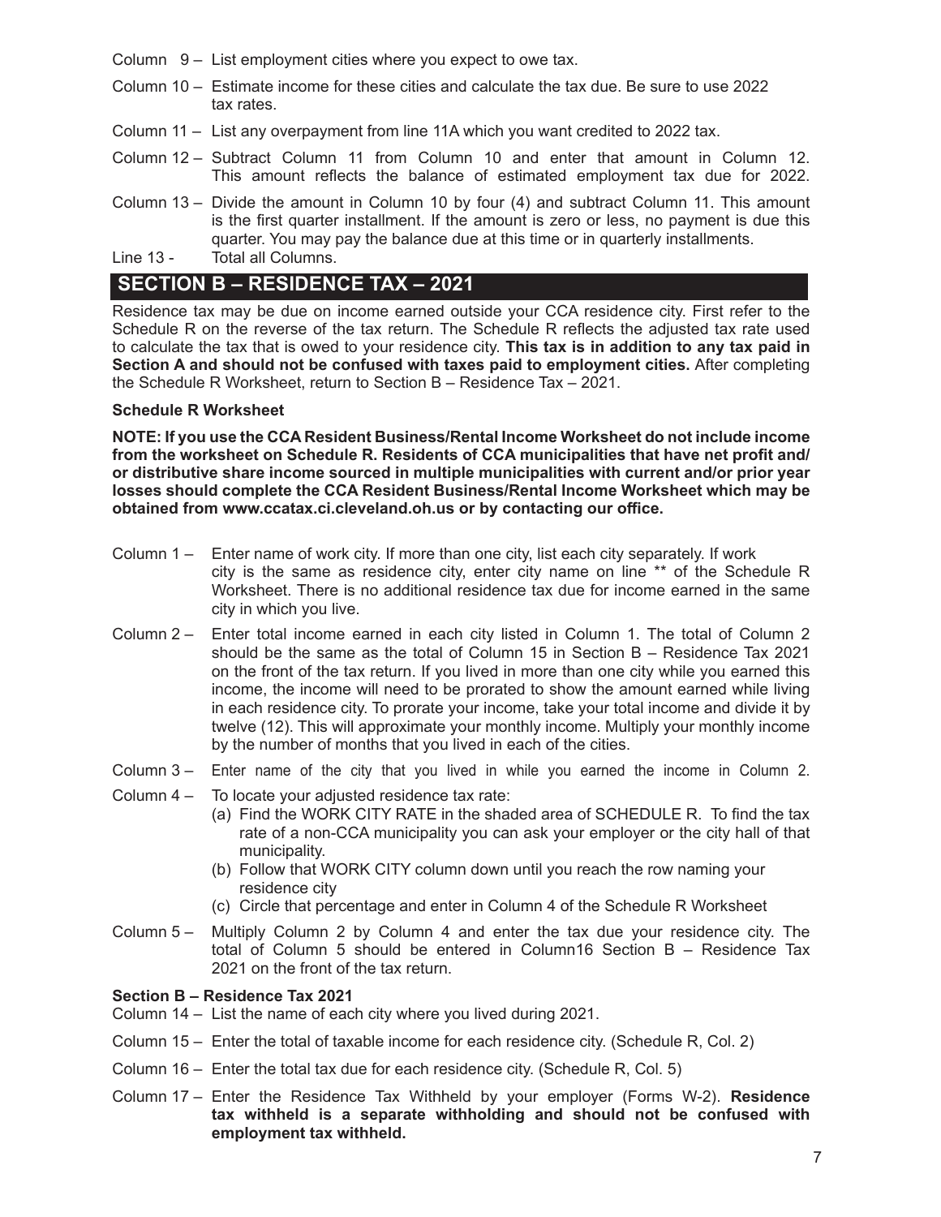Column 9 – List employment cities where you expect to owe tax.

Column 10 – Estimate income for these cities and calculate the tax due. Be sure to use 2022 tax rates.

Column 11 – List any overpayment from line 11A which you want credited to 2022 tax.

Column 12 – Subtract Column 11 from Column 10 and enter that amount in Column 12. This amount reflects the balance of estimated employment tax due for 2022.

Column 13 – Divide the amount in Column 10 by four (4) and subtract Column 11. This amount is the first quarter installment. If the amount is zero or less, no payment is due this quarter. You may pay the balance due at this time or in quarterly installments.

Line 13 - Total all Columns.

## SECTION B – RESIDENCE TAX – 2021

Residence tax may be due on income earned outside your CCA residence city. First refer to the Schedule R on the reverse of the tax return. The Schedule R reflects the adjusted tax rate used to calculate the tax that is owed to your residence city. **This tax is in addition to any tax paid in Section A and should not be confused with taxes paid to employment cities.** After completing the Schedule R Worksheet, return to Section B – Residence Tax – 2021.

**Schedule R Worksheet**

**NOTE: If you use the CCA Resident Business/Rental Income Worksheet do not include income from the worksheet on Schedule R. Residents of CCA municipalities that have net profit and/or distributive share income sourced in multiple municipalities with current and/or prior year losses should complete the CCA Resident Business/Rental Income Worksheet which may be obtained from www.ccatax.ci.cleveland.oh.us or by contacting our office.**

Column 1 – Enter name of work city. If more than one city, list each city separately. If work city is the same as residence city, enter city name on line ** of the Schedule R Worksheet. There is no additional residence tax due for income earned in the same city in which you live.

Column 2 – Enter total income earned in each city listed in Column 1. The total of Column 2 should be the same as the total of Column 15 in Section B – Residence Tax 2021 on the front of the tax return. If you lived in more than one city while you earned this income, the income will need to be prorated to show the amount earned while living in each residence city. To prorate your income, take your total income and divide it by twelve (12). This will approximate your monthly income. Multiply your monthly income by the number of months that you lived in each of the cities.

Column 3 – Enter name of the city that you lived in while you earned the income in Column 2.

Column 4 – To locate your adjusted residence tax rate:

- (a) Find the WORK CITY RATE in the shaded area of SCHEDULE R. To find the tax rate of a non-CCA municipality you can ask your employer or the city hall of that municipality.
- (b) Follow that WORK CITY column down until you reach the row naming your residence city
- (c) Circle that percentage and enter in Column 4 of the Schedule R Worksheet

Column 5 – Multiply Column 2 by Column 4 and enter the tax due your residence city. The total of Column 5 should be entered in Column16 Section B – Residence Tax 2021 on the front of the tax return.

**Section B – Residence Tax 2021**

Column 14 – List the name of each city where you lived during 2021.

Column 15 – Enter the total of taxable income for each residence city. (Schedule R, Col. 2)

Column 16 – Enter the total tax due for each residence city. (Schedule R, Col. 5)

Column 17 – Enter the Residence Tax Withheld by your employer (Forms W-2). **Residence tax withheld is a separate withholding and should not be confused with employment tax withheld.**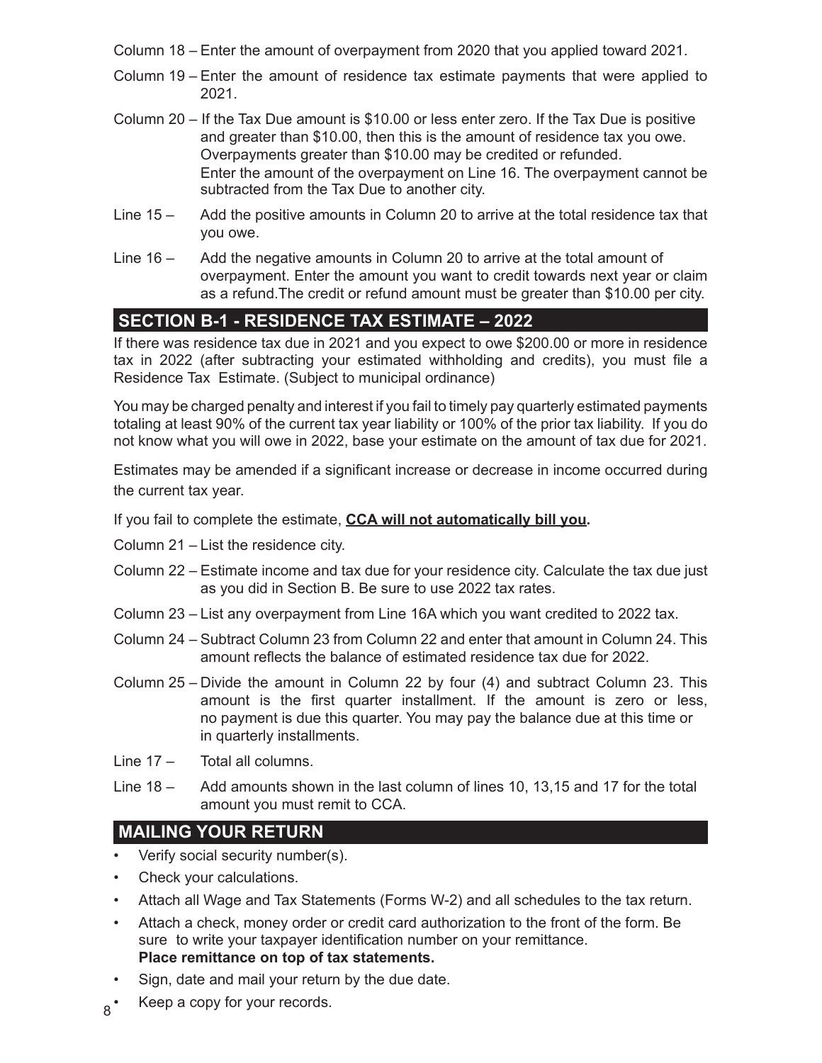Column 18 – Enter the amount of overpayment from 2020 that you applied toward 2021.

Column 19 – Enter the amount of residence tax estimate payments that were applied to 2021.

Column 20 – If the Tax Due amount is $10.00 or less enter zero. If the Tax Due is positive and greater than $10.00, then this is the amount of residence tax you owe. Overpayments greater than $10.00 may be credited or refunded. Enter the amount of the overpayment on Line 16. The overpayment cannot be subtracted from the Tax Due to another city.

Line 15 – Add the positive amounts in Column 20 to arrive at the total residence tax that you owe.

Line 16 – Add the negative amounts in Column 20 to arrive at the total amount of overpayment. Enter the amount you want to credit towards next year or claim as a refund.The credit or refund amount must be greater than $10.00 per city.

## SECTION B-1 - RESIDENCE TAX ESTIMATE – 2022

If there was residence tax due in 2021 and you expect to owe $200.00 or more in residence tax in 2022 (after subtracting your estimated withholding and credits), you must file a Residence Tax Estimate. (Subject to municipal ordinance)

You may be charged penalty and interest if you fail to timely pay quarterly estimated payments totaling at least 90% of the current tax year liability or 100% of the prior tax liability. If you do not know what you will owe in 2022, base your estimate on the amount of tax due for 2021.

Estimates may be amended if a significant increase or decrease in income occurred during the current tax year.

If you fail to complete the estimate, **CCA will not automatically bill you.**

Column 21 – List the residence city.

Column 22 – Estimate income and tax due for your residence city. Calculate the tax due just as you did in Section B. Be sure to use 2022 tax rates.

Column 23 – List any overpayment from Line 16A which you want credited to 2022 tax.

Column 24 – Subtract Column 23 from Column 22 and enter that amount in Column 24. This amount reflects the balance of estimated residence tax due for 2022.

Column 25 – Divide the amount in Column 22 by four (4) and subtract Column 23. This amount is the first quarter installment. If the amount is zero or less, no payment is due this quarter. You may pay the balance due at this time or in quarterly installments.

Line 17 – Total all columns.

Line 18 – Add amounts shown in the last column of lines 10, 13,15 and 17 for the total amount you must remit to CCA.

## MAILING YOUR RETURN

- Verify social security number(s).
- Check your calculations.
- Attach all Wage and Tax Statements (Forms W-2) and all schedules to the tax return.
- Attach a check, money order or credit card authorization to the front of the form. Be sure to write your taxpayer identification number on your remittance. **Place remittance on top of tax statements.**
- Sign, date and mail your return by the due date.
- Keep a copy for your records.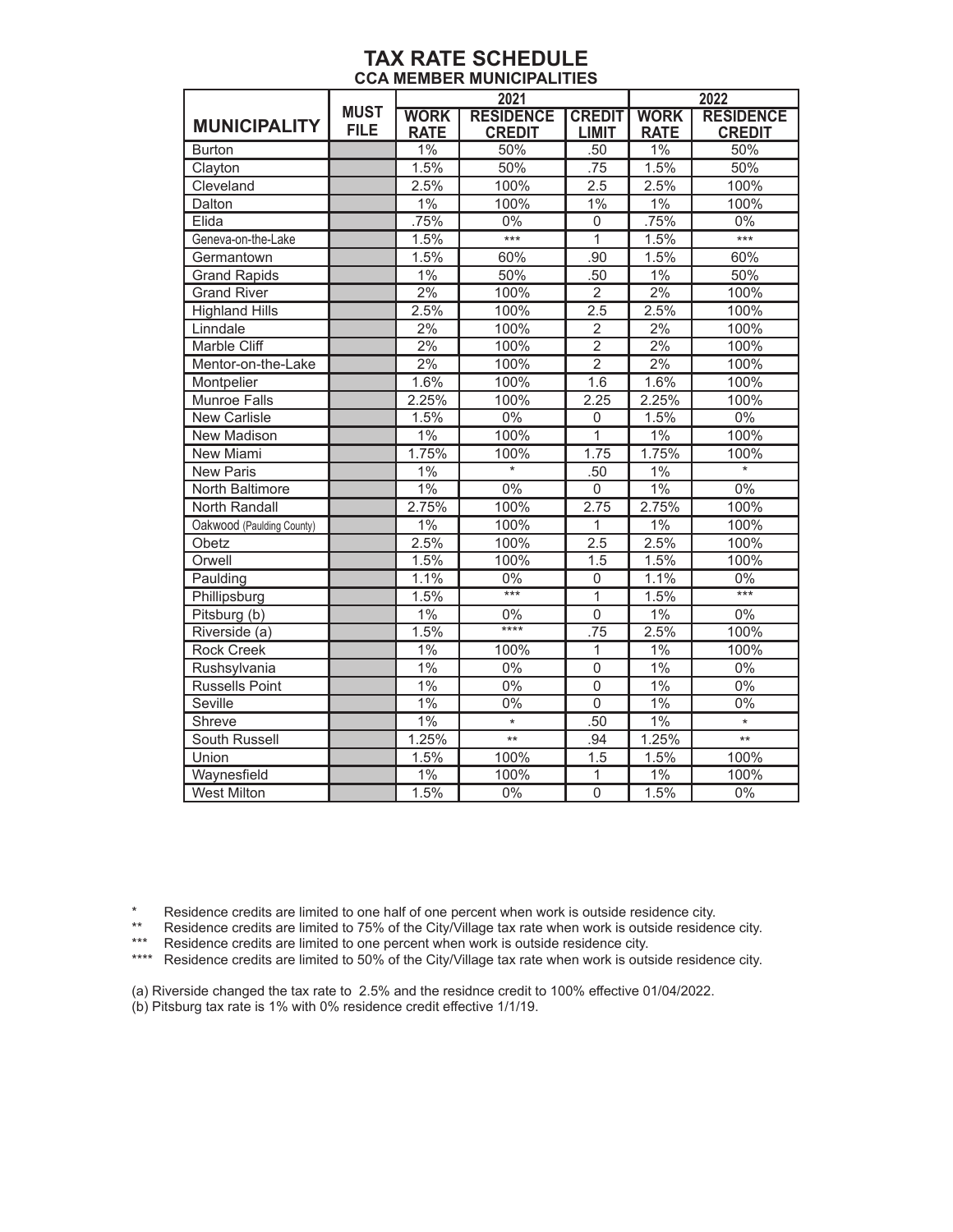# TAX RATE SCHEDULE

## CCA MEMBER MUNICIPALITIES

| MUNICIPALITY | MUST FILE | 2021 | | | 2022 | |
|---|---|---|---|---|---|---|
| | | WORK RATE | RESIDENCE CREDIT | CREDIT LIMIT | WORK RATE | RESIDENCE CREDIT |
| Burton | | 1% | 50% | .50 | 1% | 50% |
| Clayton | | 1.5% | 50% | .75 | 1.5% | 50% |
| Cleveland | | 2.5% | 100% | 2.5 | 2.5% | 100% |
| Dalton | | 1% | 100% | 1% | 1% | 100% |
| Elida | | .75% | 0% | 0 | .75% | 0% |
| Geneva-on-the-Lake | | 1.5% | *** | 1 | 1.5% | *** |
| Germantown | | 1.5% | 60% | .90 | 1.5% | 60% |
| Grand Rapids | | 1% | 50% | .50 | 1% | 50% |
| Grand River | | 2% | 100% | 2 | 2% | 100% |
| Highland Hills | | 2.5% | 100% | 2.5 | 2.5% | 100% |
| Linndale | | 2% | 100% | 2 | 2% | 100% |
| Marble Cliff | | 2% | 100% | 2 | 2% | 100% |
| Mentor-on-the-Lake | | 2% | 100% | 2 | 2% | 100% |
| Montpelier | | 1.6% | 100% | 1.6 | 1.6% | 100% |
| Munroe Falls | | 2.25% | 100% | 2.25 | 2.25% | 100% |
| New Carlisle | | 1.5% | 0% | 0 | 1.5% | 0% |
| New Madison | | 1% | 100% | 1 | 1% | 100% |
| New Miami | | 1.75% | 100% | 1.75 | 1.75% | 100% |
| New Paris | | 1% | * | .50 | 1% | * |
| North Baltimore | | 1% | 0% | 0 | 1% | 0% |
| North Randall | | 2.75% | 100% | 2.75 | 2.75% | 100% |
| Oakwood (Paulding County) | | 1% | 100% | 1 | 1% | 100% |
| Obetz | | 2.5% | 100% | 2.5 | 2.5% | 100% |
| Orwell | | 1.5% | 100% | 1.5 | 1.5% | 100% |
| Paulding | | 1.1% | 0% | 0 | 1.1% | 0% |
| Phillipsburg | | 1.5% | *** | 1 | 1.5% | *** |
| Pitsburg (b) | | 1% | 0% | 0 | 1% | 0% |
| Riverside (a) | | 1.5% | **** | .75 | 2.5% | 100% |
| Rock Creek | | 1% | 100% | 1 | 1% | 100% |
| Rushsylvania | | 1% | 0% | 0 | 1% | 0% |
| Russells Point | | 1% | 0% | 0 | 1% | 0% |
| Seville | | 1% | 0% | 0 | 1% | 0% |
| Shreve | | 1% | * | .50 | 1% | * |
| South Russell | | 1.25% | ** | .94 | 1.25% | ** |
| Union | | 1.5% | 100% | 1.5 | 1.5% | 100% |
| Waynesfield | | 1% | 100% | 1 | 1% | 100% |
| West Milton | | 1.5% | 0% | 0 | 1.5% | 0% |

\* Residence credits are limited to one half of one percent when work is outside residence city.

** Residence credits are limited to 75% of the City/Village tax rate when work is outside residence city.

*** Residence credits are limited to one percent when work is outside residence city.

**** Residence credits are limited to 50% of the City/Village tax rate when work is outside residence city.

(a) Riverside changed the tax rate to 2.5% and the residnce credit to 100% effective 01/04/2022.

(b) Pitsburg tax rate is 1% with 0% residence credit effective 1/1/19.